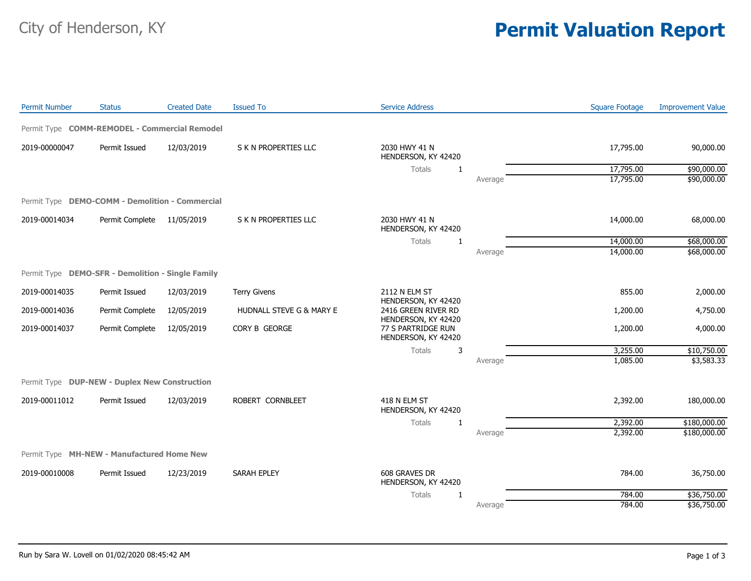City of Henderson, KY

# Permit Valuation Report

| Permit Number | Status | Created Date | Issued To | Service Address | | | Square Footage | Improvement Value |
|---|---|---|---|---|---|---|---|---|
| Permit Type **COMM-REMODEL - Commercial Remodel** | | | | | | | | |
| 2019-00000047 | Permit Issued | 12/03/2019 | S K N PROPERTIES LLC | 2030 HWY 41 N HENDERSON, KY 42420 | | | 17,795.00 | 90,000.00 |
| | | | | Totals | 1 | | 17,795.00 | $90,000.00 |
| | | | | | | Average | 17,795.00 | $90,000.00 |
| Permit Type **DEMO-COMM - Demolition - Commercial** | | | | | | | | |
| 2019-00014034 | Permit Complete | 11/05/2019 | S K N PROPERTIES LLC | 2030 HWY 41 N HENDERSON, KY 42420 | | | 14,000.00 | 68,000.00 |
| | | | | Totals | 1 | | 14,000.00 | $68,000.00 |
| | | | | | | Average | 14,000.00 | $68,000.00 |
| Permit Type **DEMO-SFR - Demolition - Single Family** | | | | | | | | |
| 2019-00014035 | Permit Issued | 12/03/2019 | Terry Givens | 2112 N ELM ST HENDERSON, KY 42420 | | | 855.00 | 2,000.00 |
| 2019-00014036 | Permit Complete | 12/05/2019 | HUDNALL STEVE G & MARY E | 2416 GREEN RIVER RD HENDERSON, KY 42420 | | | 1,200.00 | 4,750.00 |
| 2019-00014037 | Permit Complete | 12/05/2019 | CORY B GEORGE | 77 S PARTRIDGE RUN HENDERSON, KY 42420 | | | 1,200.00 | 4,000.00 |
| | | | | Totals | 3 | | 3,255.00 | $10,750.00 |
| | | | | | | Average | 1,085.00 | $3,583.33 |
| Permit Type **DUP-NEW - Duplex New Construction** | | | | | | | | |
| 2019-00011012 | Permit Issued | 12/03/2019 | ROBERT CORNBLEET | 418 N ELM ST HENDERSON, KY 42420 | | | 2,392.00 | 180,000.00 |
| | | | | Totals | 1 | | 2,392.00 | $180,000.00 |
| | | | | | | Average | 2,392.00 | $180,000.00 |
| Permit Type **MH-NEW - Manufactured Home New** | | | | | | | | |
| 2019-00010008 | Permit Issued | 12/23/2019 | SARAH EPLEY | 608 GRAVES DR HENDERSON, KY 42420 | | | 784.00 | 36,750.00 |
| | | | | Totals | 1 | | 784.00 | $36,750.00 |
| | | | | | | Average | 784.00 | $36,750.00 |

Run by Sara W. Lovell on 01/02/2020 08:45:42 AM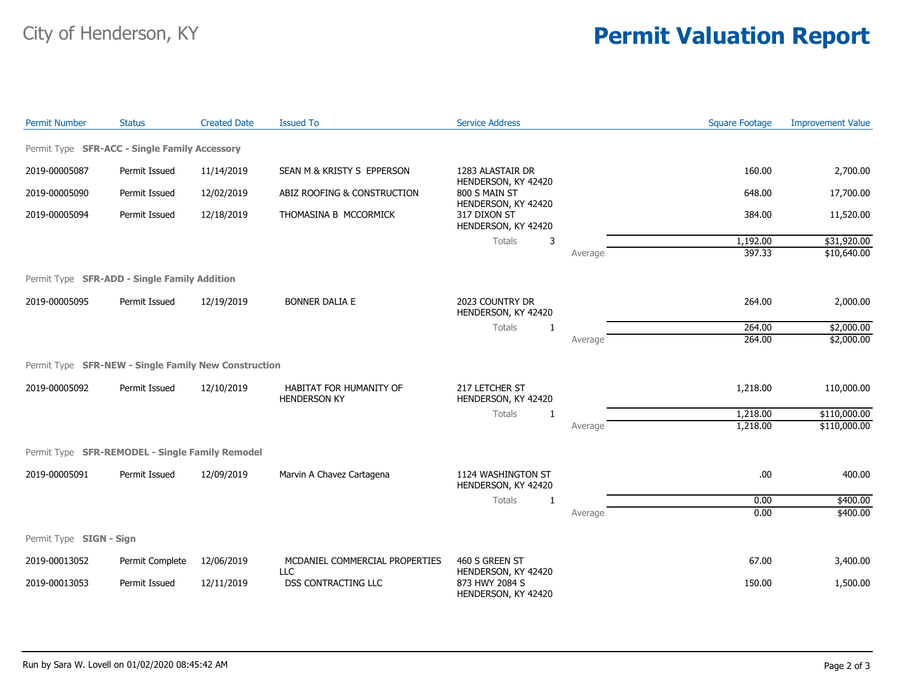# City of Henderson, KY

# Permit Valuation Report

| Permit Number | Status | Created Date | Issued To | Service Address | | Square Footage | Improvement Value |
|---|---|---|---|---|---|---|---|
| **Permit Type SFR-ACC - Single Family Accessory** | | | | | | | |
| 2019-00005087 | Permit Issued | 11/14/2019 | SEAN M & KRISTY S EPPERSON | 1283 ALASTAIR DR HENDERSON, KY 42420 | | 160.00 | 2,700.00 |
| 2019-00005090 | Permit Issued | 12/02/2019 | ABIZ ROOFING & CONSTRUCTION | 800 S MAIN ST HENDERSON, KY 42420 | | 648.00 | 17,700.00 |
| 2019-00005094 | Permit Issued | 12/18/2019 | THOMASINA B MCCORMICK | 317 DIXON ST HENDERSON, KY 42420 | | 384.00 | 11,520.00 |
| | | | | Totals 3 | | 1,192.00 | $31,920.00 |
| | | | | | Average | 397.33 | $10,640.00 |
| **Permit Type SFR-ADD - Single Family Addition** | | | | | | | |
| 2019-00005095 | Permit Issued | 12/19/2019 | BONNER DALIA E | 2023 COUNTRY DR HENDERSON, KY 42420 | | 264.00 | 2,000.00 |
| | | | | Totals 1 | | 264.00 | $2,000.00 |
| | | | | | Average | 264.00 | $2,000.00 |
| **Permit Type SFR-NEW - Single Family New Construction** | | | | | | | |
| 2019-00005092 | Permit Issued | 12/10/2019 | HABITAT FOR HUMANITY OF HENDERSON KY | 217 LETCHER ST HENDERSON, KY 42420 | | 1,218.00 | 110,000.00 |
| | | | | Totals 1 | | 1,218.00 | $110,000.00 |
| | | | | | Average | 1,218.00 | $110,000.00 |
| **Permit Type SFR-REMODEL - Single Family Remodel** | | | | | | | |
| 2019-00005091 | Permit Issued | 12/09/2019 | Marvin A Chavez Cartagena | 1124 WASHINGTON ST HENDERSON, KY 42420 | | .00 | 400.00 |
| | | | | Totals 1 | | 0.00 | $400.00 |
| | | | | | Average | 0.00 | $400.00 |
| **Permit Type SIGN - Sign** | | | | | | | |
| 2019-00013052 | Permit Complete | 12/06/2019 | MCDANIEL COMMERCIAL PROPERTIES LLC | 460 S GREEN ST HENDERSON, KY 42420 | | 67.00 | 3,400.00 |
| 2019-00013053 | Permit Issued | 12/11/2019 | DSS CONTRACTING LLC | 873 HWY 2084 S HENDERSON, KY 42420 | | 150.00 | 1,500.00 |

Run by Sara W. Lovell on 01/02/2020 08:45:42 AM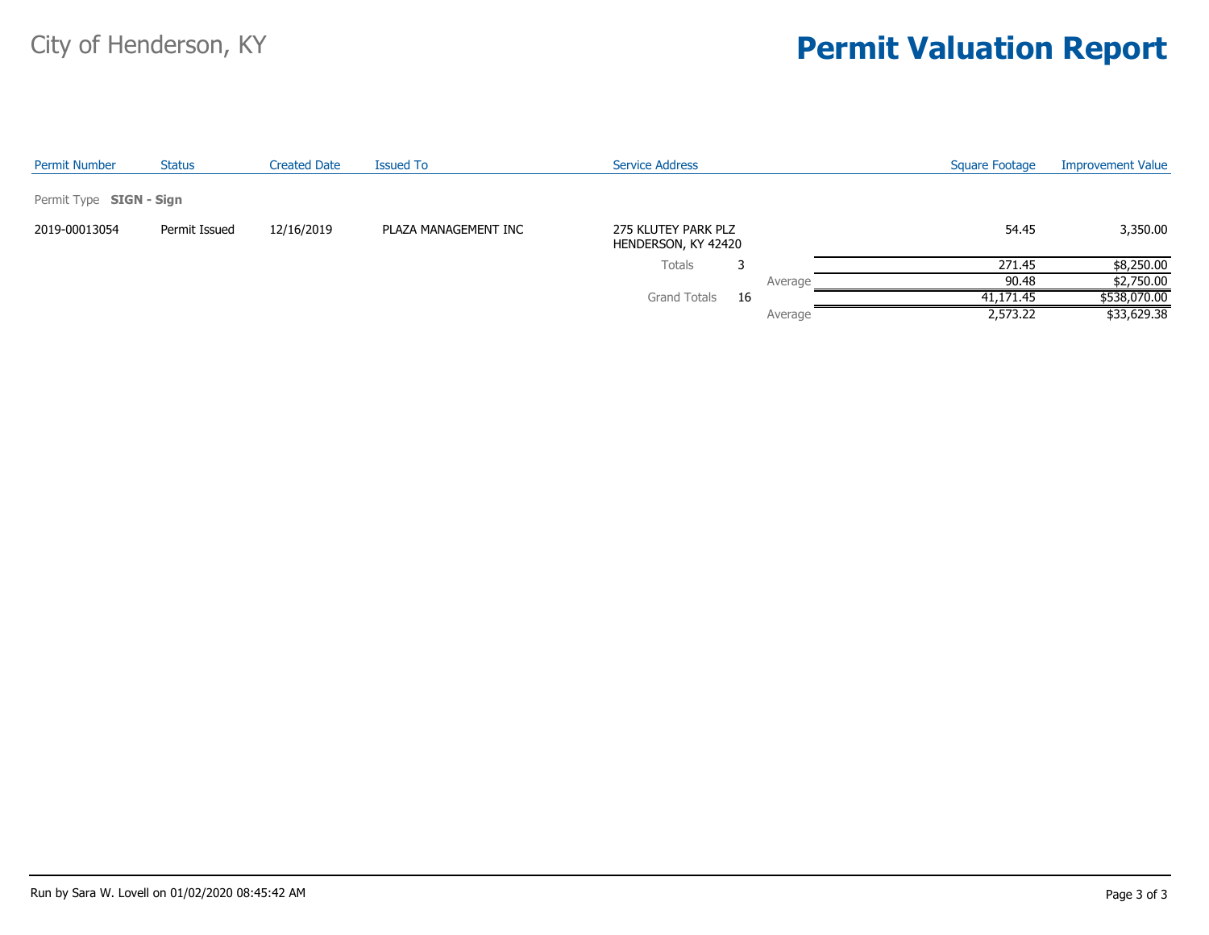City of Henderson, KY

# Permit Valuation Report

| Permit Number | Status | Created Date | Issued To | Service Address | | Square Footage | Improvement Value |
|---|---|---|---|---|---|---|---|
| Permit Type **SIGN - Sign** | | | | | | | |
| 2019-00013054 | Permit Issued | 12/16/2019 | PLAZA MANAGEMENT INC | 275 KLUTEY PARK PLZ HENDERSON, KY 42420 | | 54.45 | 3,350.00 |
| | | | | Totals 3 | | 271.45 | $8,250.00 |
| | | | | | Average | 90.48 | $2,750.00 |
| | | | | Grand Totals 16 | | 41,171.45 | $538,070.00 |
| | | | | | Average | 2,573.22 | $33,629.38 |

Run by Sara W. Lovell on 01/02/2020 08:45:42 AM